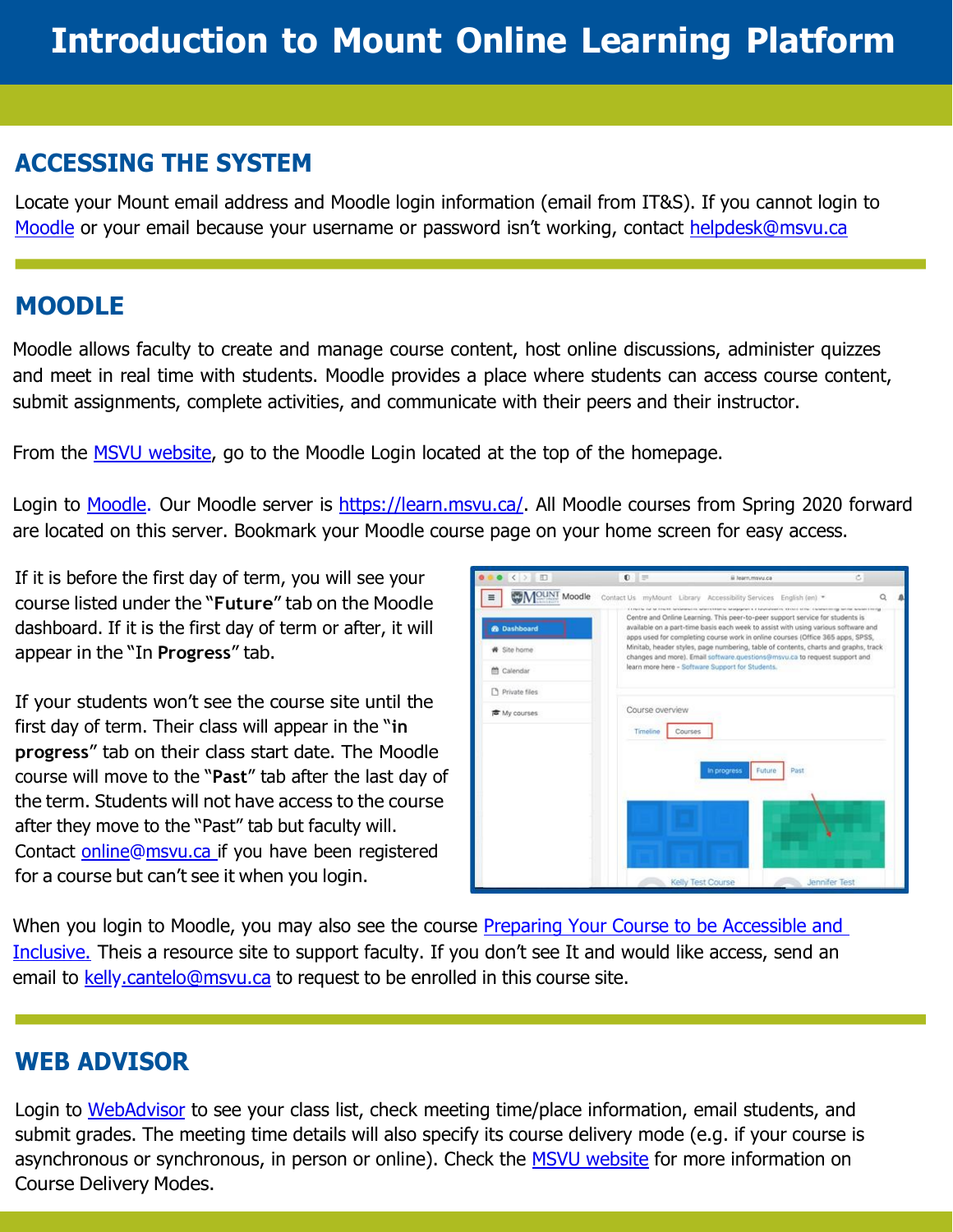# Introduction to Mount Online Learning Platform

## ACCESSING THE SYSTEM

Locate your Mount email address and Moodle login information (email from IT&S). If you cannot login to Moodle or your email because your username or password isn't working, contact helpdesk@msvu.ca

## MOODLE

Moodle allows faculty to create and manage course content, host online discussions, administer quizzes and meet in real time with students. Moodle provides a place where students can access course content, submit assignments, complete activities, and communicate with their peers and their instructor.

From the MSVU website, go to the Moodle Login located at the top of the homepage.

Login to Moodle. Our Moodle server is https://learn.msvu.ca/. All Moodle courses from Spring 2020 forward are located on this server. Bookmark your Moodle course page on your home screen for easy access.

If it is before the first day of term, you will see your course listed under the "**Future**" tab on the Moodle dashboard. If it is the first day of term or after, it will appear in the "In **Progress**" tab.

If your students won't see the course site until the first day of term. Their class will appear in the "**in progress**" tab on their class start date. The Moodle course will move to the "**Past**" tab after the last day of the term. Students will not have access to the course after they move to the "Past" tab but faculty will. Contact online@msvu.ca if you have been registered for a course but can't see it when you login.

When you login to Moodle, you may also see the course Preparing Your Course to be Accessible and Inclusive. Theis a resource site to support faculty. If you don't see It and would like access, send an email to kelly.cantelo@msvu.ca to request to be enrolled in this course site.

## WEB ADVISOR

Login to WebAdvisor to see your class list, check meeting time/place information, email students, and submit grades. The meeting time details will also specify its course delivery mode (e.g. if your course is asynchronous or synchronous, in person or online). Check the MSVU website for more information on Course Delivery Modes.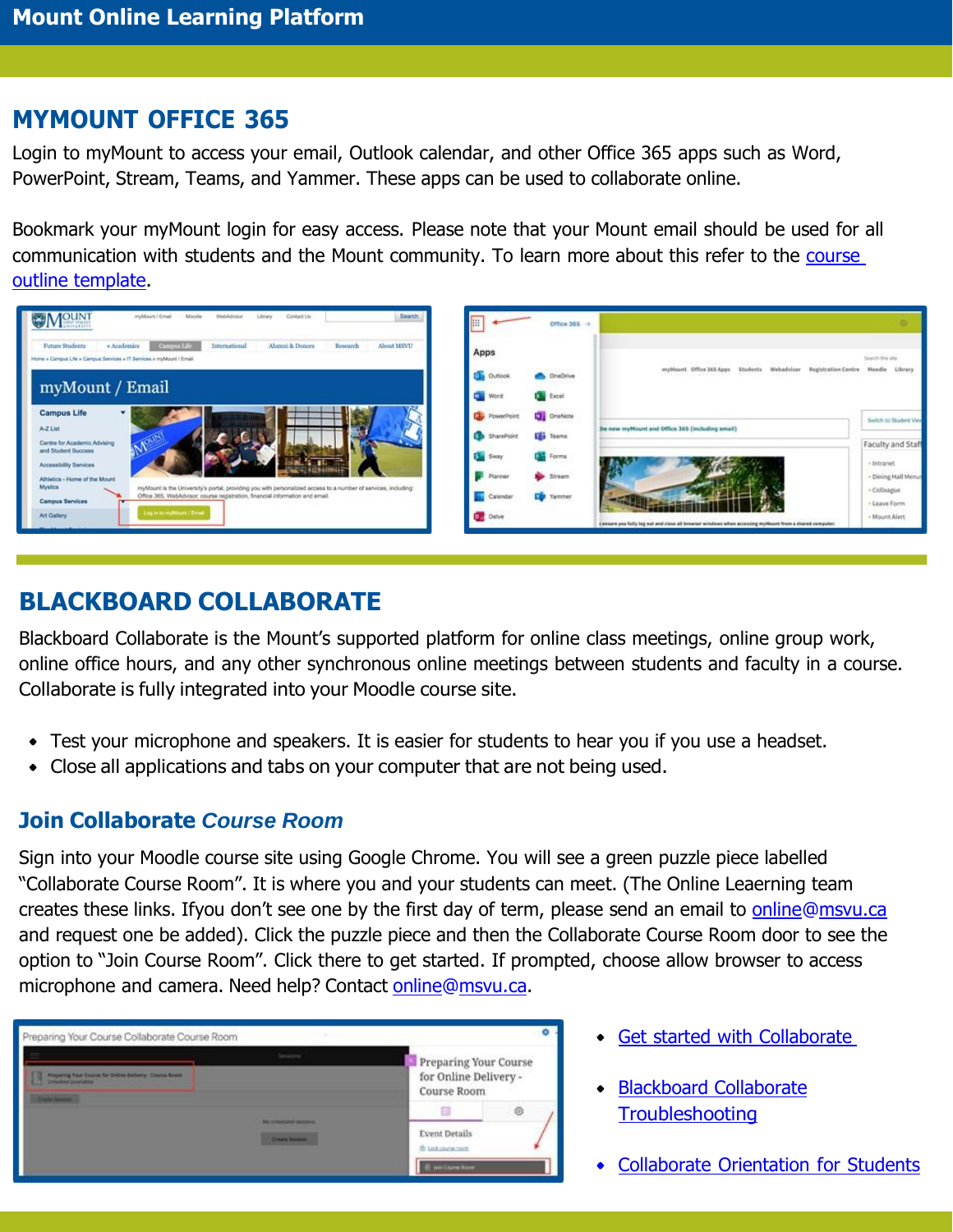Mount Online Learning Platform

## MYMOUNT OFFICE 365

Login to myMount to access your email, Outlook calendar, and other Office 365 apps such as Word, PowerPoint, Stream, Teams, and Yammer. These apps can be used to collaborate online.

Bookmark your myMount login for easy access. Please note that your Mount email should be used for all communication with students and the Mount community. To learn more about this refer to the course outline template.

## BLACKBOARD COLLABORATE

Blackboard Collaborate is the Mount's supported platform for online class meetings, online group work, online office hours, and any other synchronous online meetings between students and faculty in a course. Collaborate is fully integrated into your Moodle course site.

- Test your microphone and speakers. It is easier for students to hear you if you use a headset.
- Close all applications and tabs on your computer that are not being used.

### Join Collaborate *Course Room*

Sign into your Moodle course site using Google Chrome. You will see a green puzzle piece labelled "Collaborate Course Room". It is where you and your students can meet. (The Online Leaerning team creates these links. Ifyou don't see one by the first day of term, please send an email to online@msvu.ca and request one be added). Click the puzzle piece and then the Collaborate Course Room door to see the option to "Join Course Room". Click there to get started. If prompted, choose allow browser to access microphone and camera. Need help? Contact online@msvu.ca.

- Get started with Collaborate
- Blackboard Collaborate Troubleshooting
- Collaborate Orientation for Students